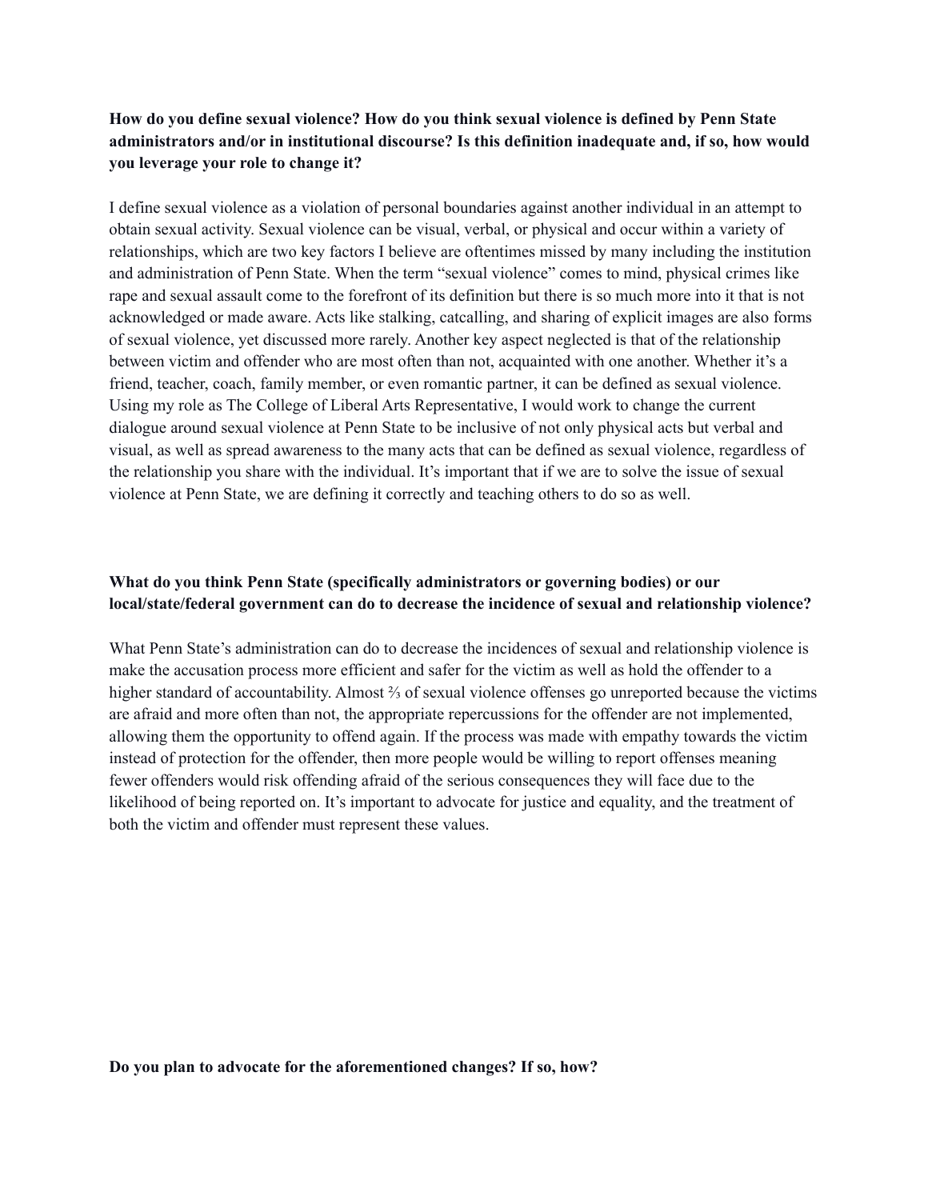**How do you define sexual violence? How do you think sexual violence is defined by Penn State administrators and/or in institutional discourse? Is this definition inadequate and, if so, how would you leverage your role to change it?**

I define sexual violence as a violation of personal boundaries against another individual in an attempt to obtain sexual activity. Sexual violence can be visual, verbal, or physical and occur within a variety of relationships, which are two key factors I believe are oftentimes missed by many including the institution and administration of Penn State. When the term "sexual violence" comes to mind, physical crimes like rape and sexual assault come to the forefront of its definition but there is so much more into it that is not acknowledged or made aware. Acts like stalking, catcalling, and sharing of explicit images are also forms of sexual violence, yet discussed more rarely. Another key aspect neglected is that of the relationship between victim and offender who are most often than not, acquainted with one another. Whether it's a friend, teacher, coach, family member, or even romantic partner, it can be defined as sexual violence. Using my role as The College of Liberal Arts Representative, I would work to change the current dialogue around sexual violence at Penn State to be inclusive of not only physical acts but verbal and visual, as well as spread awareness to the many acts that can be defined as sexual violence, regardless of the relationship you share with the individual. It's important that if we are to solve the issue of sexual violence at Penn State, we are defining it correctly and teaching others to do so as well.

**What do you think Penn State (specifically administrators or governing bodies) or our local/state/federal government can do to decrease the incidence of sexual and relationship violence?**

What Penn State's administration can do to decrease the incidences of sexual and relationship violence is make the accusation process more efficient and safer for the victim as well as hold the offender to a higher standard of accountability. Almost ⅔ of sexual violence offenses go unreported because the victims are afraid and more often than not, the appropriate repercussions for the offender are not implemented, allowing them the opportunity to offend again. If the process was made with empathy towards the victim instead of protection for the offender, then more people would be willing to report offenses meaning fewer offenders would risk offending afraid of the serious consequences they will face due to the likelihood of being reported on. It's important to advocate for justice and equality, and the treatment of both the victim and offender must represent these values.

**Do you plan to advocate for the aforementioned changes? If so, how?**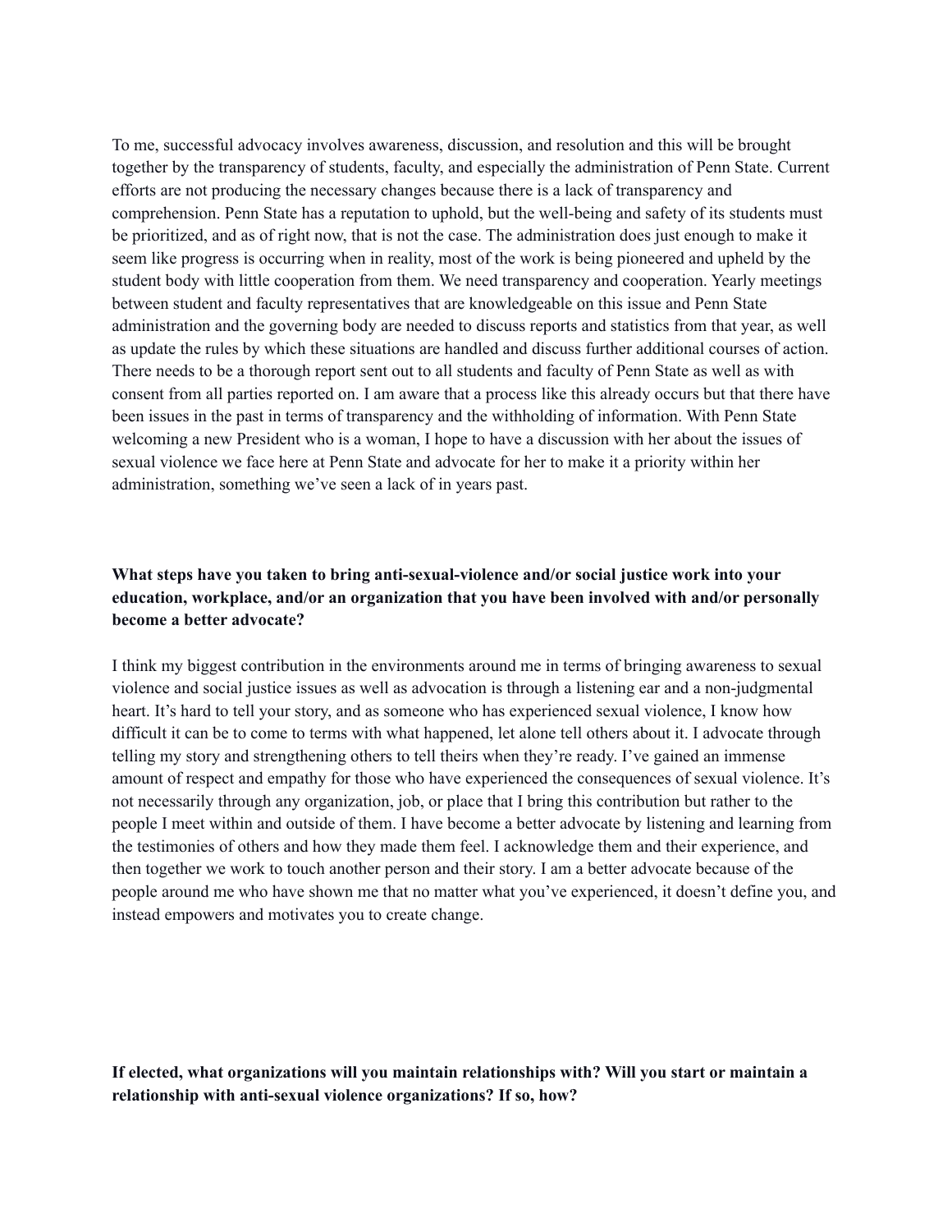To me, successful advocacy involves awareness, discussion, and resolution and this will be brought together by the transparency of students, faculty, and especially the administration of Penn State. Current efforts are not producing the necessary changes because there is a lack of transparency and comprehension. Penn State has a reputation to uphold, but the well-being and safety of its students must be prioritized, and as of right now, that is not the case. The administration does just enough to make it seem like progress is occurring when in reality, most of the work is being pioneered and upheld by the student body with little cooperation from them. We need transparency and cooperation. Yearly meetings between student and faculty representatives that are knowledgeable on this issue and Penn State administration and the governing body are needed to discuss reports and statistics from that year, as well as update the rules by which these situations are handled and discuss further additional courses of action. There needs to be a thorough report sent out to all students and faculty of Penn State as well as with consent from all parties reported on. I am aware that a process like this already occurs but that there have been issues in the past in terms of transparency and the withholding of information. With Penn State welcoming a new President who is a woman, I hope to have a discussion with her about the issues of sexual violence we face here at Penn State and advocate for her to make it a priority within her administration, something we've seen a lack of in years past.

**What steps have you taken to bring anti-sexual-violence and/or social justice work into your education, workplace, and/or an organization that you have been involved with and/or personally become a better advocate?**

I think my biggest contribution in the environments around me in terms of bringing awareness to sexual violence and social justice issues as well as advocation is through a listening ear and a non-judgmental heart. It's hard to tell your story, and as someone who has experienced sexual violence, I know how difficult it can be to come to terms with what happened, let alone tell others about it. I advocate through telling my story and strengthening others to tell theirs when they're ready. I've gained an immense amount of respect and empathy for those who have experienced the consequences of sexual violence. It's not necessarily through any organization, job, or place that I bring this contribution but rather to the people I meet within and outside of them. I have become a better advocate by listening and learning from the testimonies of others and how they made them feel. I acknowledge them and their experience, and then together we work to touch another person and their story. I am a better advocate because of the people around me who have shown me that no matter what you've experienced, it doesn't define you, and instead empowers and motivates you to create change.

**If elected, what organizations will you maintain relationships with? Will you start or maintain a relationship with anti-sexual violence organizations? If so, how?**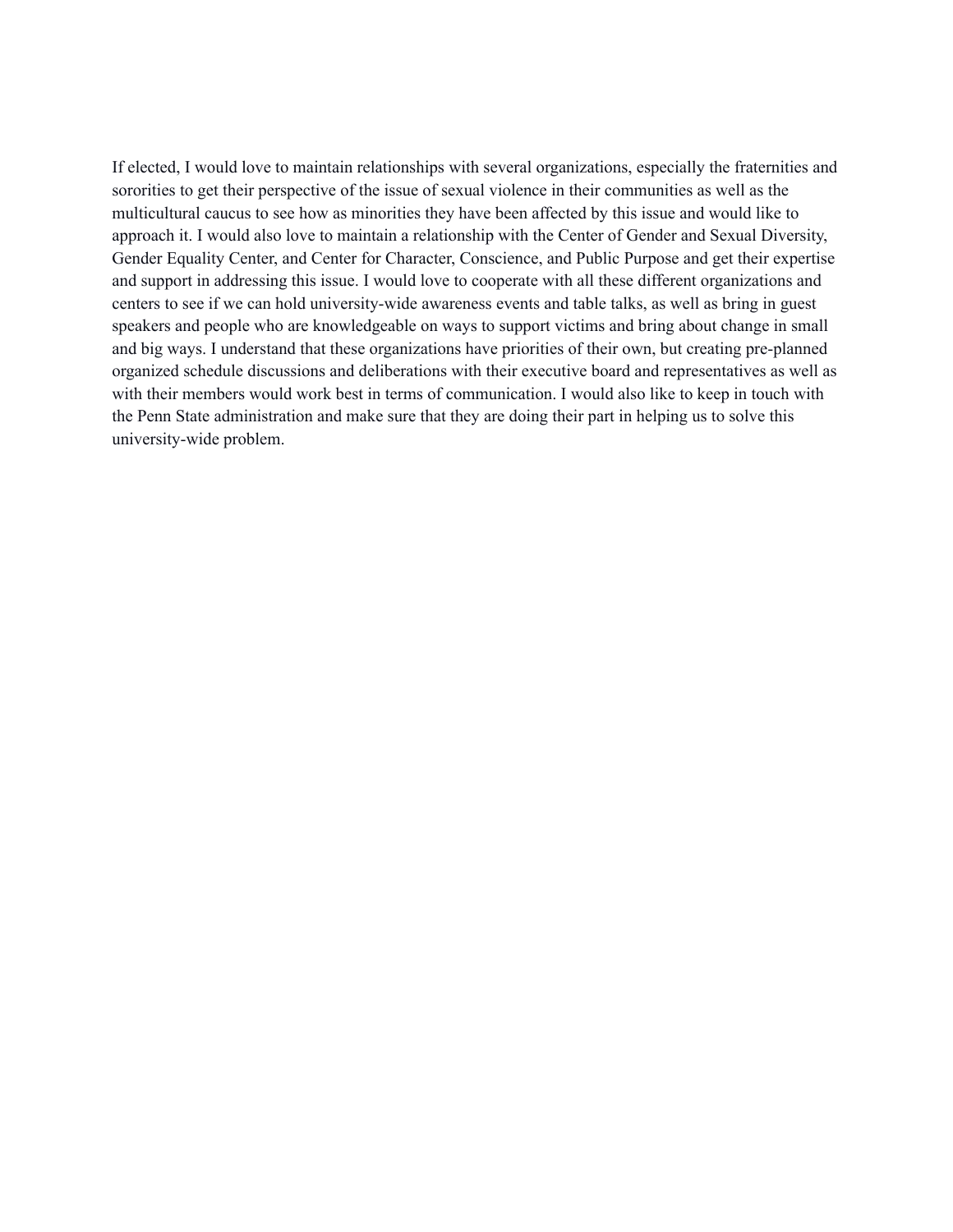If elected, I would love to maintain relationships with several organizations, especially the fraternities and sororities to get their perspective of the issue of sexual violence in their communities as well as the multicultural caucus to see how as minorities they have been affected by this issue and would like to approach it. I would also love to maintain a relationship with the Center of Gender and Sexual Diversity, Gender Equality Center, and Center for Character, Conscience, and Public Purpose and get their expertise and support in addressing this issue. I would love to cooperate with all these different organizations and centers to see if we can hold university-wide awareness events and table talks, as well as bring in guest speakers and people who are knowledgeable on ways to support victims and bring about change in small and big ways. I understand that these organizations have priorities of their own, but creating pre-planned organized schedule discussions and deliberations with their executive board and representatives as well as with their members would work best in terms of communication. I would also like to keep in touch with the Penn State administration and make sure that they are doing their part in helping us to solve this university-wide problem.